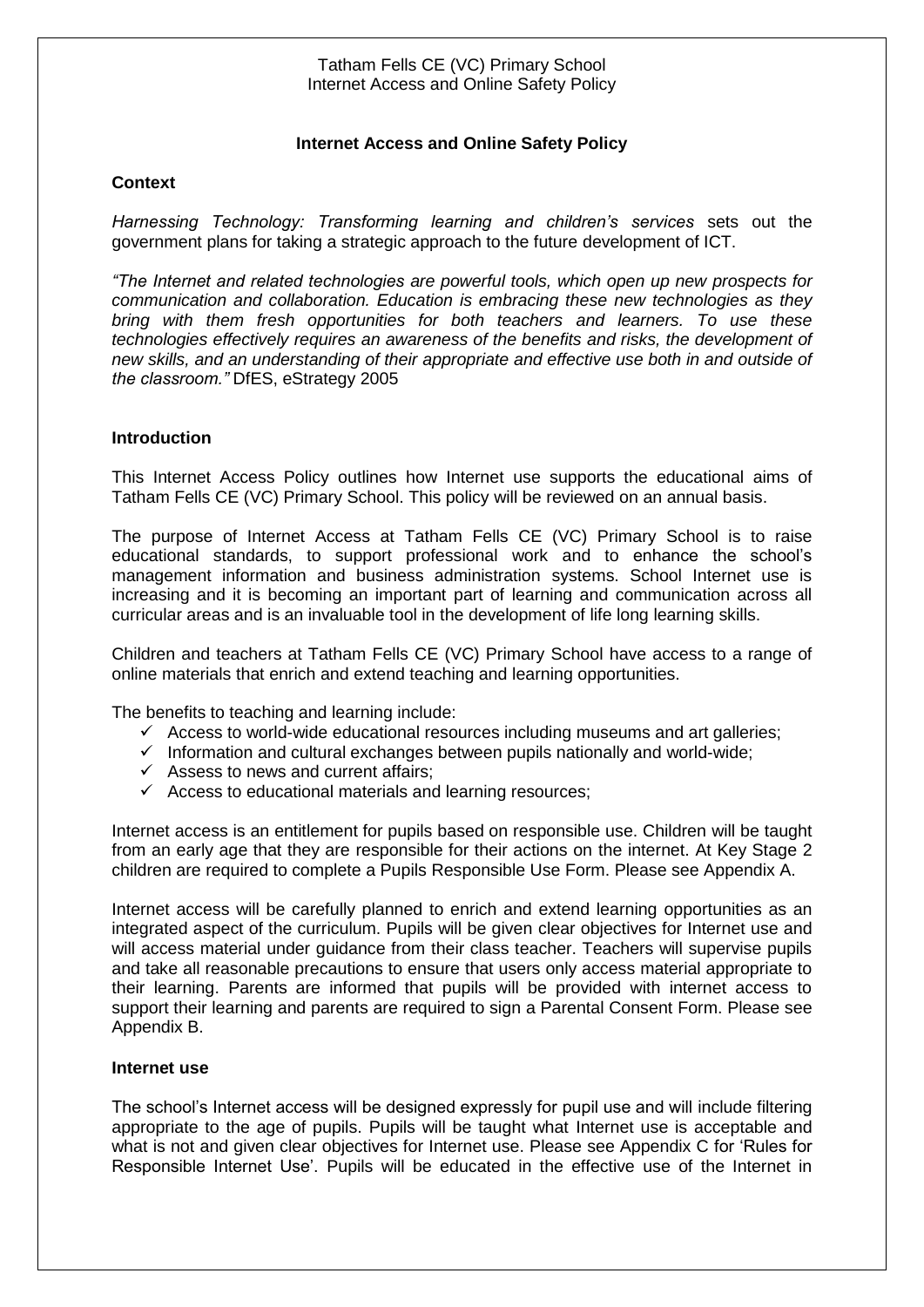## Internet Access and Online Safety Policy

### Context

*Harnessing Technology: Transforming learning and children's services* sets out the government plans for taking a strategic approach to the future development of ICT.

*"The Internet and related technologies are powerful tools, which open up new prospects for communication and collaboration. Education is embracing these new technologies as they bring with them fresh opportunities for both teachers and learners. To use these technologies effectively requires an awareness of the benefits and risks, the development of new skills, and an understanding of their appropriate and effective use both in and outside of the classroom."* DfES, eStrategy 2005

### Introduction

This Internet Access Policy outlines how Internet use supports the educational aims of Tatham Fells CE (VC) Primary School. This policy will be reviewed on an annual basis.

The purpose of Internet Access at Tatham Fells CE (VC) Primary School is to raise educational standards, to support professional work and to enhance the school's management information and business administration systems. School Internet use is increasing and it is becoming an important part of learning and communication across all curricular areas and is an invaluable tool in the development of life long learning skills.

Children and teachers at Tatham Fells CE (VC) Primary School have access to a range of online materials that enrich and extend teaching and learning opportunities.

The benefits to teaching and learning include:

- ✓ Access to world-wide educational resources including museums and art galleries;
- ✓ Information and cultural exchanges between pupils nationally and world-wide;
- ✓ Assess to news and current affairs;
- ✓ Access to educational materials and learning resources;

Internet access is an entitlement for pupils based on responsible use. Children will be taught from an early age that they are responsible for their actions on the internet. At Key Stage 2 children are required to complete a Pupils Responsible Use Form. Please see Appendix A.

Internet access will be carefully planned to enrich and extend learning opportunities as an integrated aspect of the curriculum. Pupils will be given clear objectives for Internet use and will access material under guidance from their class teacher. Teachers will supervise pupils and take all reasonable precautions to ensure that users only access material appropriate to their learning. Parents are informed that pupils will be provided with internet access to support their learning and parents are required to sign a Parental Consent Form. Please see Appendix B.

### Internet use

The school's Internet access will be designed expressly for pupil use and will include filtering appropriate to the age of pupils. Pupils will be taught what Internet use is acceptable and what is not and given clear objectives for Internet use. Please see Appendix C for 'Rules for Responsible Internet Use'. Pupils will be educated in the effective use of the Internet in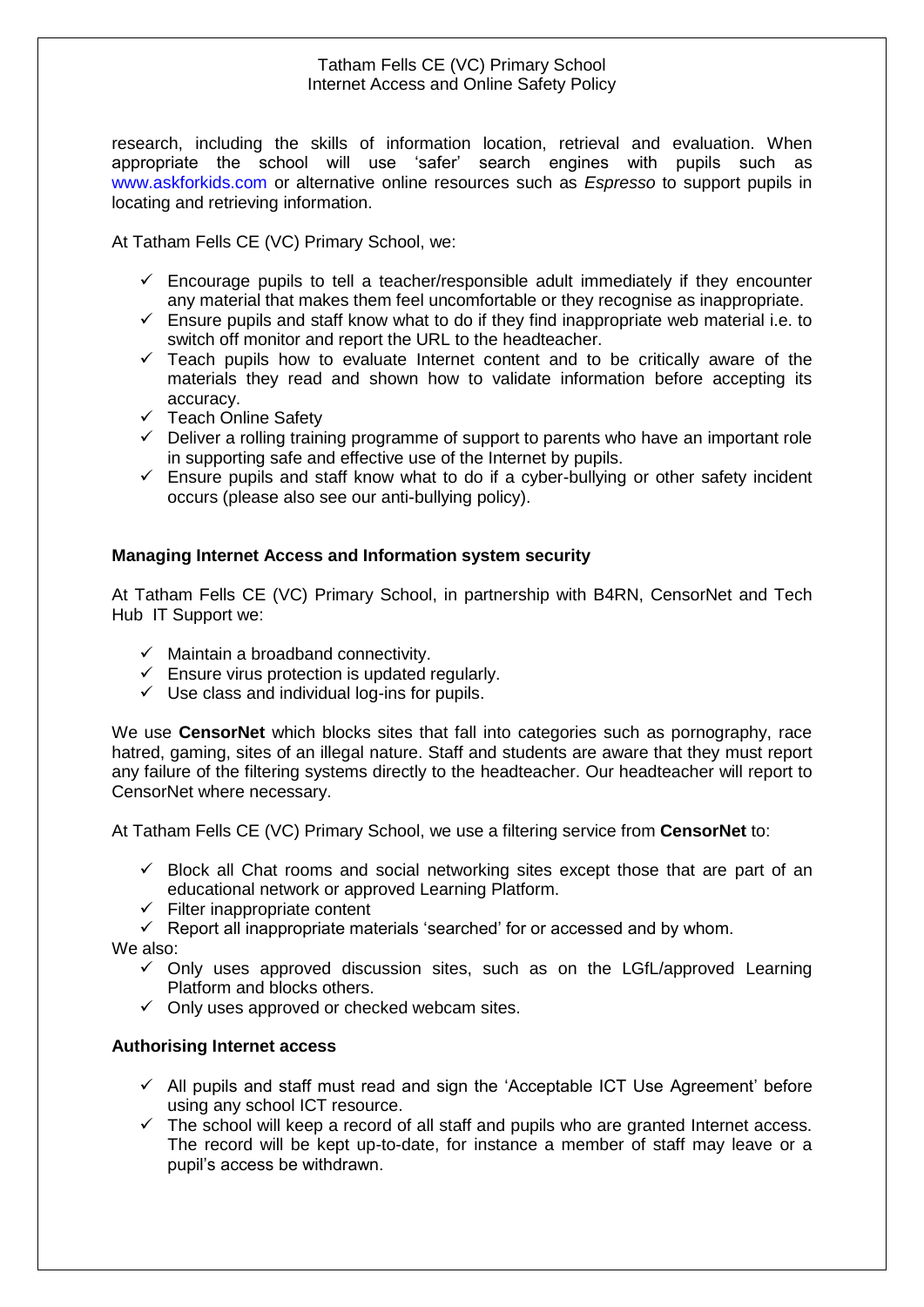research, including the skills of information location, retrieval and evaluation. When appropriate the school will use 'safer' search engines with pupils such as www.askforkids.com or alternative online resources such as *Espresso* to support pupils in locating and retrieving information.

At Tatham Fells CE (VC) Primary School, we:

- ✓ Encourage pupils to tell a teacher/responsible adult immediately if they encounter any material that makes them feel uncomfortable or they recognise as inappropriate.
- ✓ Ensure pupils and staff know what to do if they find inappropriate web material i.e. to switch off monitor and report the URL to the headteacher.
- ✓ Teach pupils how to evaluate Internet content and to be critically aware of the materials they read and shown how to validate information before accepting its accuracy.
- ✓ Teach Online Safety
- ✓ Deliver a rolling training programme of support to parents who have an important role in supporting safe and effective use of the Internet by pupils.
- ✓ Ensure pupils and staff know what to do if a cyber-bullying or other safety incident occurs (please also see our anti-bullying policy).

**Managing Internet Access and Information system security**

At Tatham Fells CE (VC) Primary School, in partnership with B4RN, CensorNet and Tech Hub IT Support we:

- ✓ Maintain a broadband connectivity.
- ✓ Ensure virus protection is updated regularly.
- ✓ Use class and individual log-ins for pupils.

We use **CensorNet** which blocks sites that fall into categories such as pornography, race hatred, gaming, sites of an illegal nature. Staff and students are aware that they must report any failure of the filtering systems directly to the headteacher. Our headteacher will report to CensorNet where necessary.

At Tatham Fells CE (VC) Primary School, we use a filtering service from **CensorNet** to:

- ✓ Block all Chat rooms and social networking sites except those that are part of an educational network or approved Learning Platform.
- ✓ Filter inappropriate content
- ✓ Report all inappropriate materials 'searched' for or accessed and by whom.

We also:

- ✓ Only uses approved discussion sites, such as on the LGfL/approved Learning Platform and blocks others.
- ✓ Only uses approved or checked webcam sites.

**Authorising Internet access**

- ✓ All pupils and staff must read and sign the 'Acceptable ICT Use Agreement' before using any school ICT resource.
- ✓ The school will keep a record of all staff and pupils who are granted Internet access. The record will be kept up-to-date, for instance a member of staff may leave or a pupil's access be withdrawn.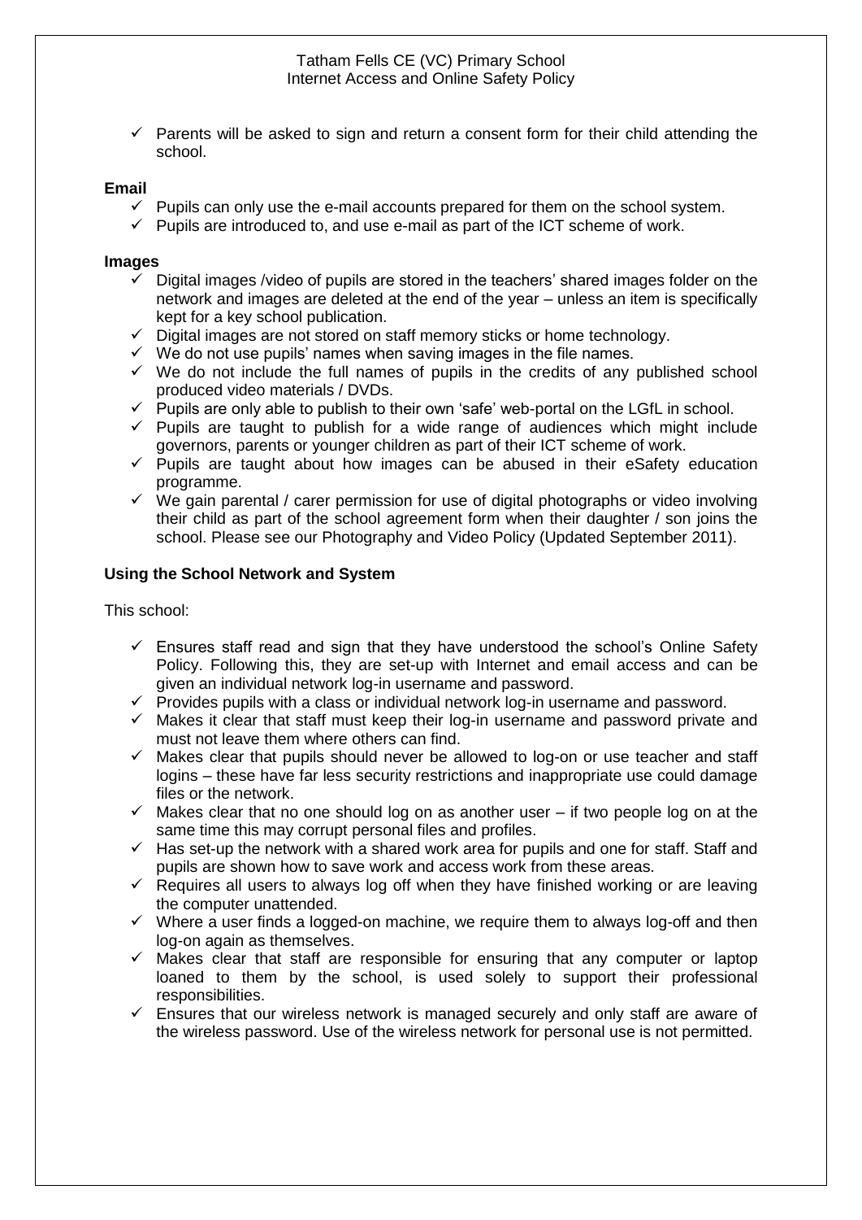- Parents will be asked to sign and return a consent form for their child attending the school.

**Email**

- Pupils can only use the e-mail accounts prepared for them on the school system.
- Pupils are introduced to, and use e-mail as part of the ICT scheme of work.

**Images**

- Digital images /video of pupils are stored in the teachers' shared images folder on the network and images are deleted at the end of the year – unless an item is specifically kept for a key school publication.
- Digital images are not stored on staff memory sticks or home technology.
- We do not use pupils' names when saving images in the file names.
- We do not include the full names of pupils in the credits of any published school produced video materials / DVDs.
- Pupils are only able to publish to their own 'safe' web-portal on the LGfL in school.
- Pupils are taught to publish for a wide range of audiences which might include governors, parents or younger children as part of their ICT scheme of work.
- Pupils are taught about how images can be abused in their eSafety education programme.
- We gain parental / carer permission for use of digital photographs or video involving their child as part of the school agreement form when their daughter / son joins the school. Please see our Photography and Video Policy (Updated September 2011).

**Using the School Network and System**

This school:

- Ensures staff read and sign that they have understood the school's Online Safety Policy. Following this, they are set-up with Internet and email access and can be given an individual network log-in username and password.
- Provides pupils with a class or individual network log-in username and password.
- Makes it clear that staff must keep their log-in username and password private and must not leave them where others can find.
- Makes clear that pupils should never be allowed to log-on or use teacher and staff logins – these have far less security restrictions and inappropriate use could damage files or the network.
- Makes clear that no one should log on as another user – if two people log on at the same time this may corrupt personal files and profiles.
- Has set-up the network with a shared work area for pupils and one for staff. Staff and pupils are shown how to save work and access work from these areas.
- Requires all users to always log off when they have finished working or are leaving the computer unattended.
- Where a user finds a logged-on machine, we require them to always log-off and then log-on again as themselves.
- Makes clear that staff are responsible for ensuring that any computer or laptop loaned to them by the school, is used solely to support their professional responsibilities.
- Ensures that our wireless network is managed securely and only staff are aware of the wireless password. Use of the wireless network for personal use is not permitted.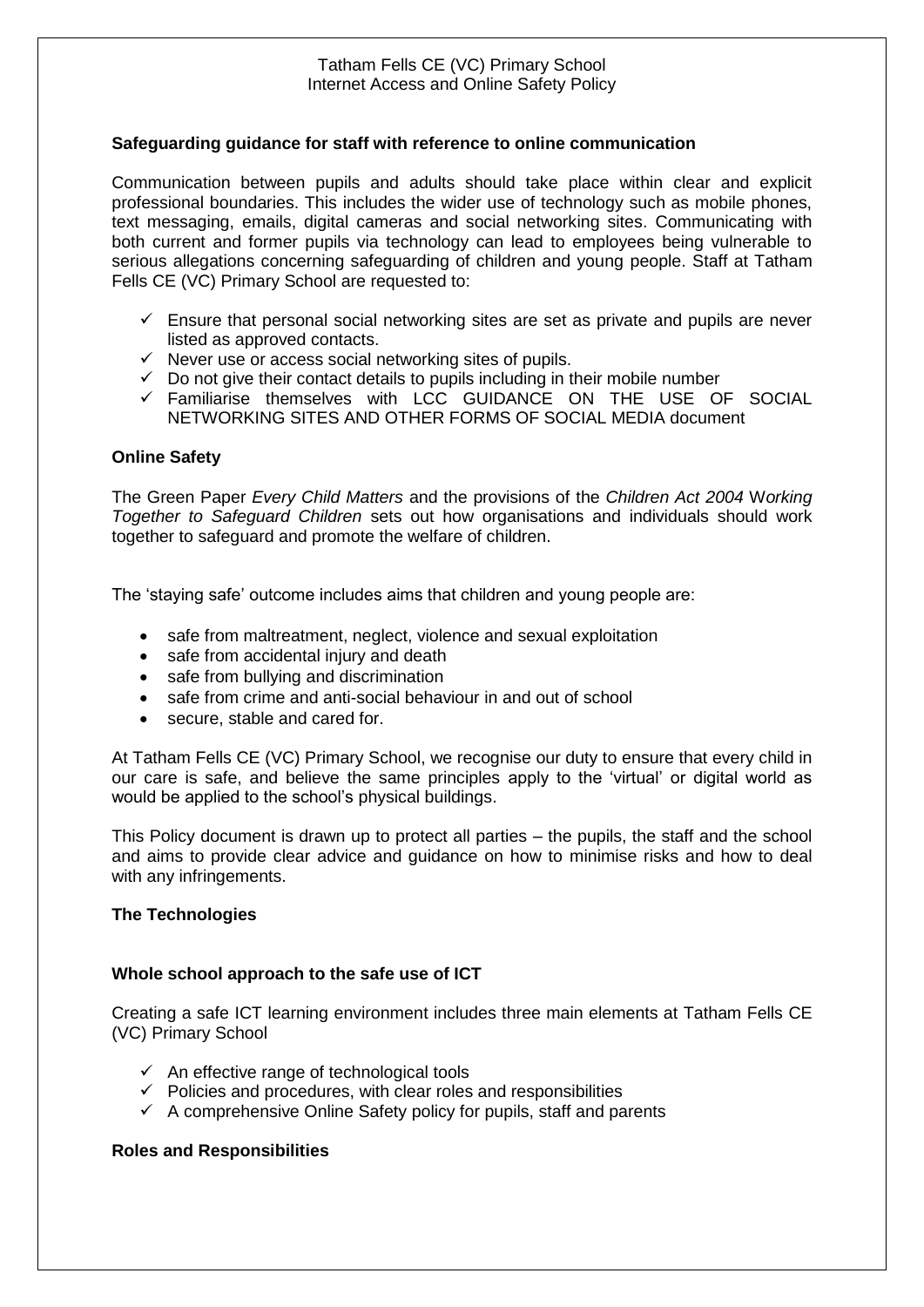**Safeguarding guidance for staff with reference to online communication**

Communication between pupils and adults should take place within clear and explicit professional boundaries. This includes the wider use of technology such as mobile phones, text messaging, emails, digital cameras and social networking sites. Communicating with both current and former pupils via technology can lead to employees being vulnerable to serious allegations concerning safeguarding of children and young people. Staff at Tatham Fells CE (VC) Primary School are requested to:

- ✓ Ensure that personal social networking sites are set as private and pupils are never listed as approved contacts.
- ✓ Never use or access social networking sites of pupils.
- ✓ Do not give their contact details to pupils including in their mobile number
- ✓ Familiarise themselves with LCC GUIDANCE ON THE USE OF SOCIAL NETWORKING SITES AND OTHER FORMS OF SOCIAL MEDIA document

**Online Safety**

The Green Paper *Every Child Matters* and the provisions of the *Children Act 2004* W*orking Together to Safeguard Children* sets out how organisations and individuals should work together to safeguard and promote the welfare of children.

The 'staying safe' outcome includes aims that children and young people are:

- safe from maltreatment, neglect, violence and sexual exploitation
- safe from accidental injury and death
- safe from bullying and discrimination
- safe from crime and anti-social behaviour in and out of school
- secure, stable and cared for.

At Tatham Fells CE (VC) Primary School, we recognise our duty to ensure that every child in our care is safe, and believe the same principles apply to the 'virtual' or digital world as would be applied to the school's physical buildings.

This Policy document is drawn up to protect all parties – the pupils, the staff and the school and aims to provide clear advice and guidance on how to minimise risks and how to deal with any infringements.

**The Technologies**

**Whole school approach to the safe use of ICT**

Creating a safe ICT learning environment includes three main elements at Tatham Fells CE (VC) Primary School

- ✓ An effective range of technological tools
- ✓ Policies and procedures, with clear roles and responsibilities
- ✓ A comprehensive Online Safety policy for pupils, staff and parents

**Roles and Responsibilities**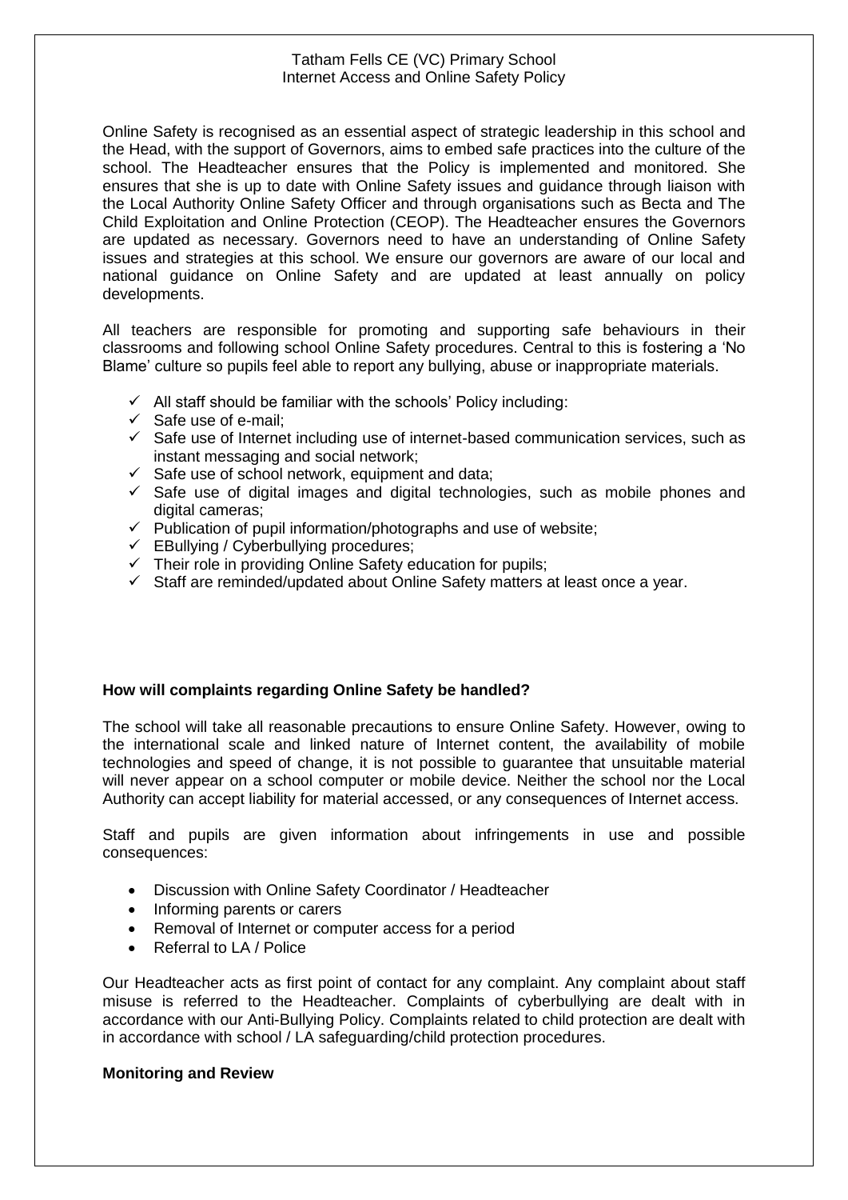Online Safety is recognised as an essential aspect of strategic leadership in this school and the Head, with the support of Governors, aims to embed safe practices into the culture of the school. The Headteacher ensures that the Policy is implemented and monitored. She ensures that she is up to date with Online Safety issues and guidance through liaison with the Local Authority Online Safety Officer and through organisations such as Becta and The Child Exploitation and Online Protection (CEOP). The Headteacher ensures the Governors are updated as necessary. Governors need to have an understanding of Online Safety issues and strategies at this school. We ensure our governors are aware of our local and national guidance on Online Safety and are updated at least annually on policy developments.

All teachers are responsible for promoting and supporting safe behaviours in their classrooms and following school Online Safety procedures. Central to this is fostering a 'No Blame' culture so pupils feel able to report any bullying, abuse or inappropriate materials.

- ✓ All staff should be familiar with the schools' Policy including:
- ✓ Safe use of e-mail;
- ✓ Safe use of Internet including use of internet-based communication services, such as instant messaging and social network;
- ✓ Safe use of school network, equipment and data;
- ✓ Safe use of digital images and digital technologies, such as mobile phones and digital cameras;
- ✓ Publication of pupil information/photographs and use of website;
- ✓ EBullying / Cyberbullying procedures;
- ✓ Their role in providing Online Safety education for pupils;
- ✓ Staff are reminded/updated about Online Safety matters at least once a year.

**How will complaints regarding Online Safety be handled?**

The school will take all reasonable precautions to ensure Online Safety. However, owing to the international scale and linked nature of Internet content, the availability of mobile technologies and speed of change, it is not possible to guarantee that unsuitable material will never appear on a school computer or mobile device. Neither the school nor the Local Authority can accept liability for material accessed, or any consequences of Internet access.

Staff and pupils are given information about infringements in use and possible consequences:

- Discussion with Online Safety Coordinator / Headteacher
- Informing parents or carers
- Removal of Internet or computer access for a period
- Referral to LA / Police

Our Headteacher acts as first point of contact for any complaint. Any complaint about staff misuse is referred to the Headteacher. Complaints of cyberbullying are dealt with in accordance with our Anti-Bullying Policy. Complaints related to child protection are dealt with in accordance with school / LA safeguarding/child protection procedures.

**Monitoring and Review**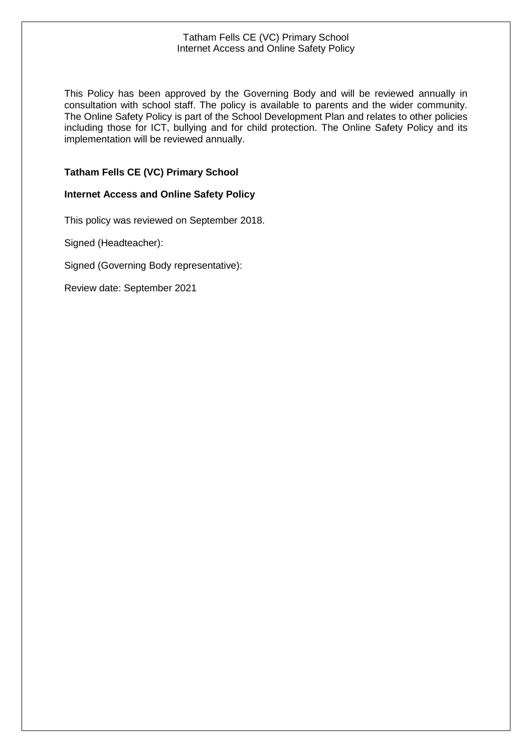This Policy has been approved by the Governing Body and will be reviewed annually in consultation with school staff. The policy is available to parents and the wider community. The Online Safety Policy is part of the School Development Plan and relates to other policies including those for ICT, bullying and for child protection. The Online Safety Policy and its implementation will be reviewed annually.

**Tatham Fells CE (VC) Primary School**

**Internet Access and Online Safety Policy**

This policy was reviewed on September 2018.

Signed (Headteacher):

Signed (Governing Body representative):

Review date: September 2021